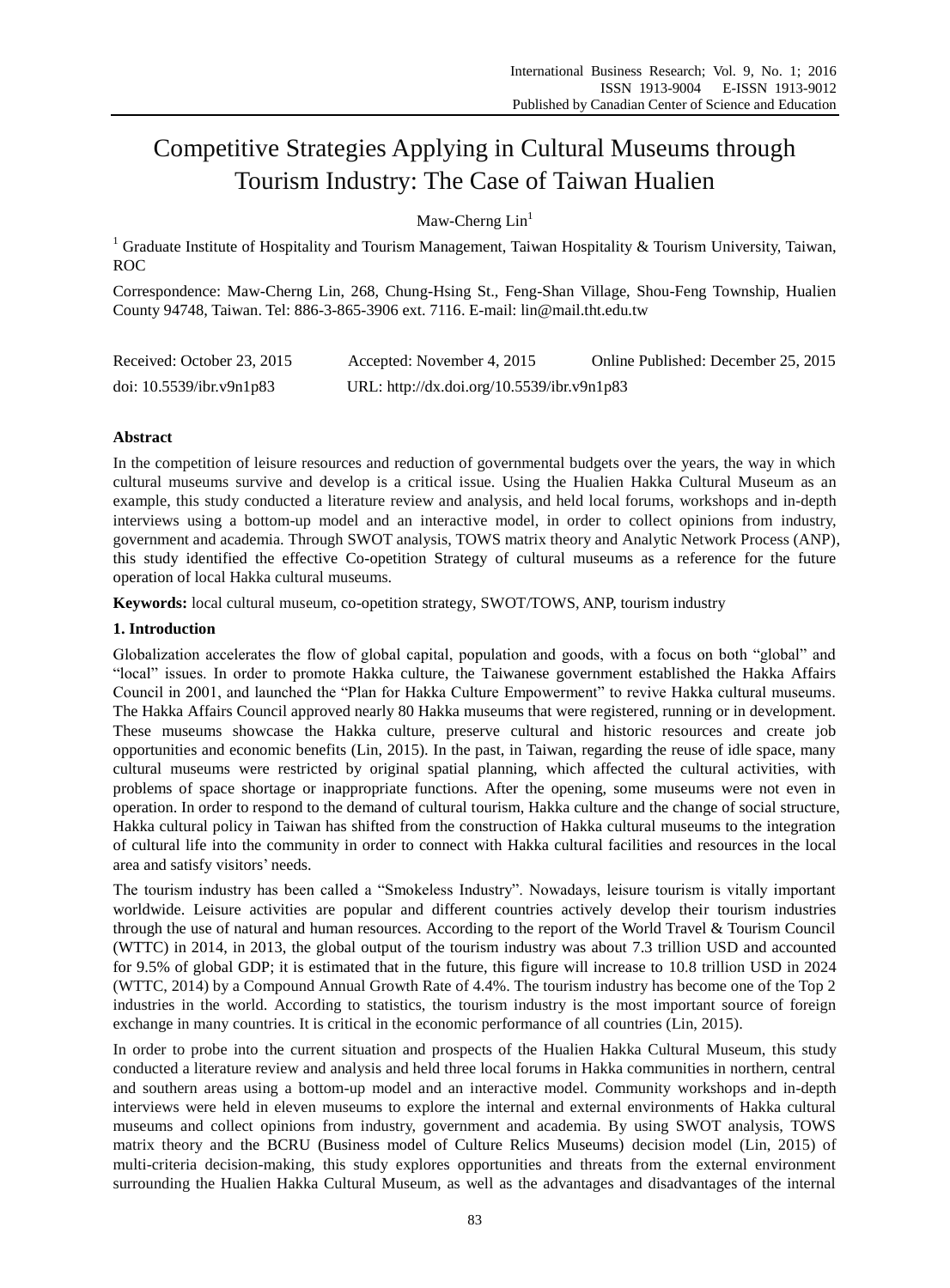# Competitive Strategies Applying in Cultural Museums through Tourism Industry: The Case of Taiwan Hualien

Maw-Cherng Lin[1]

[1] Graduate Institute of Hospitality and Tourism Management, Taiwan Hospitality & Tourism University, Taiwan, ROC

Correspondence: Maw-Cherng Lin, 268, Chung-Hsing St., Feng-Shan Village, Shou-Feng Township, Hualien County 94748, Taiwan. Tel: 886-3-865-3906 ext. 7116. E-mail: lin@mail.tht.edu.tw

| | | |
|---|---|---|
| Received: October 23, 2015 | Accepted: November 4, 2015 | Online Published: December 25, 2015 |
| doi: 10.5539/ibr.v9n1p83 | URL: http://dx.doi.org/10.5539/ibr.v9n1p83 | |

## Abstract

In the competition of leisure resources and reduction of governmental budgets over the years, the way in which cultural museums survive and develop is a critical issue. Using the Hualien Hakka Cultural Museum as an example, this study conducted a literature review and analysis, and held local forums, workshops and in-depth interviews using a bottom-up model and an interactive model, in order to collect opinions from industry, government and academia. Through SWOT analysis, TOWS matrix theory and Analytic Network Process (ANP), this study identified the effective Co-opetition Strategy of cultural museums as a reference for the future operation of local Hakka cultural museums.

**Keywords:** local cultural museum, co-opetition strategy, SWOT/TOWS, ANP, tourism industry

## 1. Introduction

Globalization accelerates the flow of global capital, population and goods, with a focus on both "global" and "local" issues. In order to promote Hakka culture, the Taiwanese government established the Hakka Affairs Council in 2001, and launched the "Plan for Hakka Culture Empowerment" to revive Hakka cultural museums. The Hakka Affairs Council approved nearly 80 Hakka museums that were registered, running or in development. These museums showcase the Hakka culture, preserve cultural and historic resources and create job opportunities and economic benefits (Lin, 2015). In the past, in Taiwan, regarding the reuse of idle space, many cultural museums were restricted by original spatial planning, which affected the cultural activities, with problems of space shortage or inappropriate functions. After the opening, some museums were not even in operation. In order to respond to the demand of cultural tourism, Hakka culture and the change of social structure, Hakka cultural policy in Taiwan has shifted from the construction of Hakka cultural museums to the integration of cultural life into the community in order to connect with Hakka cultural facilities and resources in the local area and satisfy visitors' needs.

The tourism industry has been called a "Smokeless Industry". Nowadays, leisure tourism is vitally important worldwide. Leisure activities are popular and different countries actively develop their tourism industries through the use of natural and human resources. According to the report of the World Travel & Tourism Council (WTTC) in 2014, in 2013, the global output of the tourism industry was about 7.3 trillion USD and accounted for 9.5% of global GDP; it is estimated that in the future, this figure will increase to 10.8 trillion USD in 2024 (WTTC, 2014) by a Compound Annual Growth Rate of 4.4%. The tourism industry has become one of the Top 2 industries in the world. According to statistics, the tourism industry is the most important source of foreign exchange in many countries. It is critical in the economic performance of all countries (Lin, 2015).

In order to probe into the current situation and prospects of the Hualien Hakka Cultural Museum, this study conducted a literature review and analysis and held three local forums in Hakka communities in northern, central and southern areas using a bottom-up model and an interactive model. Community workshops and in-depth interviews were held in eleven museums to explore the internal and external environments of Hakka cultural museums and collect opinions from industry, government and academia. By using SWOT analysis, TOWS matrix theory and the BCRU (Business model of Culture Relics Museums) decision model (Lin, 2015) of multi-criteria decision-making, this study explores opportunities and threats from the external environment surrounding the Hualien Hakka Cultural Museum, as well as the advantages and disadvantages of the internal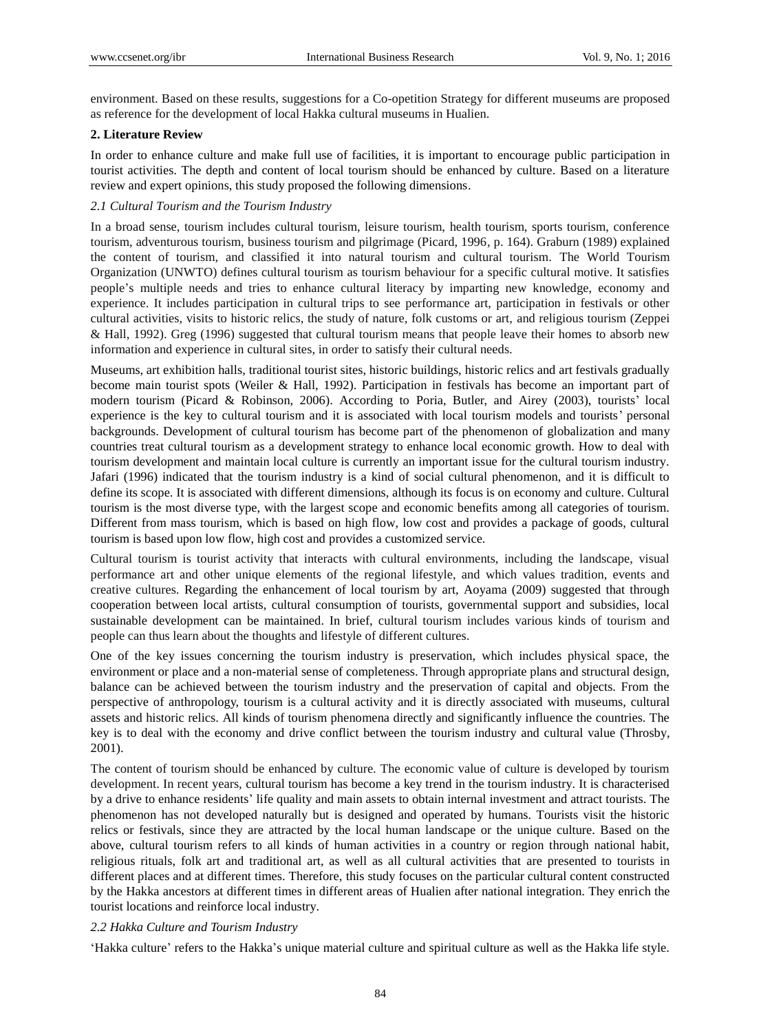environment. Based on these results, suggestions for a Co-opetition Strategy for different museums are proposed as reference for the development of local Hakka cultural museums in Hualien.

## 2. Literature Review

In order to enhance culture and make full use of facilities, it is important to encourage public participation in tourist activities. The depth and content of local tourism should be enhanced by culture. Based on a literature review and expert opinions, this study proposed the following dimensions.

### *2.1 Cultural Tourism and the Tourism Industry*

In a broad sense, tourism includes cultural tourism, leisure tourism, health tourism, sports tourism, conference tourism, adventurous tourism, business tourism and pilgrimage (Picard, 1996, p. 164). Graburn (1989) explained the content of tourism, and classified it into natural tourism and cultural tourism. The World Tourism Organization (UNWTO) defines cultural tourism as tourism behaviour for a specific cultural motive. It satisfies people's multiple needs and tries to enhance cultural literacy by imparting new knowledge, economy and experience. It includes participation in cultural trips to see performance art, participation in festivals or other cultural activities, visits to historic relics, the study of nature, folk customs or art, and religious tourism (Zeppei & Hall, 1992). Greg (1996) suggested that cultural tourism means that people leave their homes to absorb new information and experience in cultural sites, in order to satisfy their cultural needs.

Museums, art exhibition halls, traditional tourist sites, historic buildings, historic relics and art festivals gradually become main tourist spots (Weiler & Hall, 1992). Participation in festivals has become an important part of modern tourism (Picard & Robinson, 2006). According to Poria, Butler, and Airey (2003), tourists' local experience is the key to cultural tourism and it is associated with local tourism models and tourists' personal backgrounds. Development of cultural tourism has become part of the phenomenon of globalization and many countries treat cultural tourism as a development strategy to enhance local economic growth. How to deal with tourism development and maintain local culture is currently an important issue for the cultural tourism industry. Jafari (1996) indicated that the tourism industry is a kind of social cultural phenomenon, and it is difficult to define its scope. It is associated with different dimensions, although its focus is on economy and culture. Cultural tourism is the most diverse type, with the largest scope and economic benefits among all categories of tourism. Different from mass tourism, which is based on high flow, low cost and provides a package of goods, cultural tourism is based upon low flow, high cost and provides a customized service.

Cultural tourism is tourist activity that interacts with cultural environments, including the landscape, visual performance art and other unique elements of the regional lifestyle, and which values tradition, events and creative cultures. Regarding the enhancement of local tourism by art, Aoyama (2009) suggested that through cooperation between local artists, cultural consumption of tourists, governmental support and subsidies, local sustainable development can be maintained. In brief, cultural tourism includes various kinds of tourism and people can thus learn about the thoughts and lifestyle of different cultures.

One of the key issues concerning the tourism industry is preservation, which includes physical space, the environment or place and a non-material sense of completeness. Through appropriate plans and structural design, balance can be achieved between the tourism industry and the preservation of capital and objects. From the perspective of anthropology, tourism is a cultural activity and it is directly associated with museums, cultural assets and historic relics. All kinds of tourism phenomena directly and significantly influence the countries. The key is to deal with the economy and drive conflict between the tourism industry and cultural value (Throsby, 2001).

The content of tourism should be enhanced by culture. The economic value of culture is developed by tourism development. In recent years, cultural tourism has become a key trend in the tourism industry. It is characterised by a drive to enhance residents' life quality and main assets to obtain internal investment and attract tourists. The phenomenon has not developed naturally but is designed and operated by humans. Tourists visit the historic relics or festivals, since they are attracted by the local human landscape or the unique culture. Based on the above, cultural tourism refers to all kinds of human activities in a country or region through national habit, religious rituals, folk art and traditional art, as well as all cultural activities that are presented to tourists in different places and at different times. Therefore, this study focuses on the particular cultural content constructed by the Hakka ancestors at different times in different areas of Hualien after national integration. They enrich the tourist locations and reinforce local industry.

### *2.2 Hakka Culture and Tourism Industry*

'Hakka culture' refers to the Hakka's unique material culture and spiritual culture as well as the Hakka life style.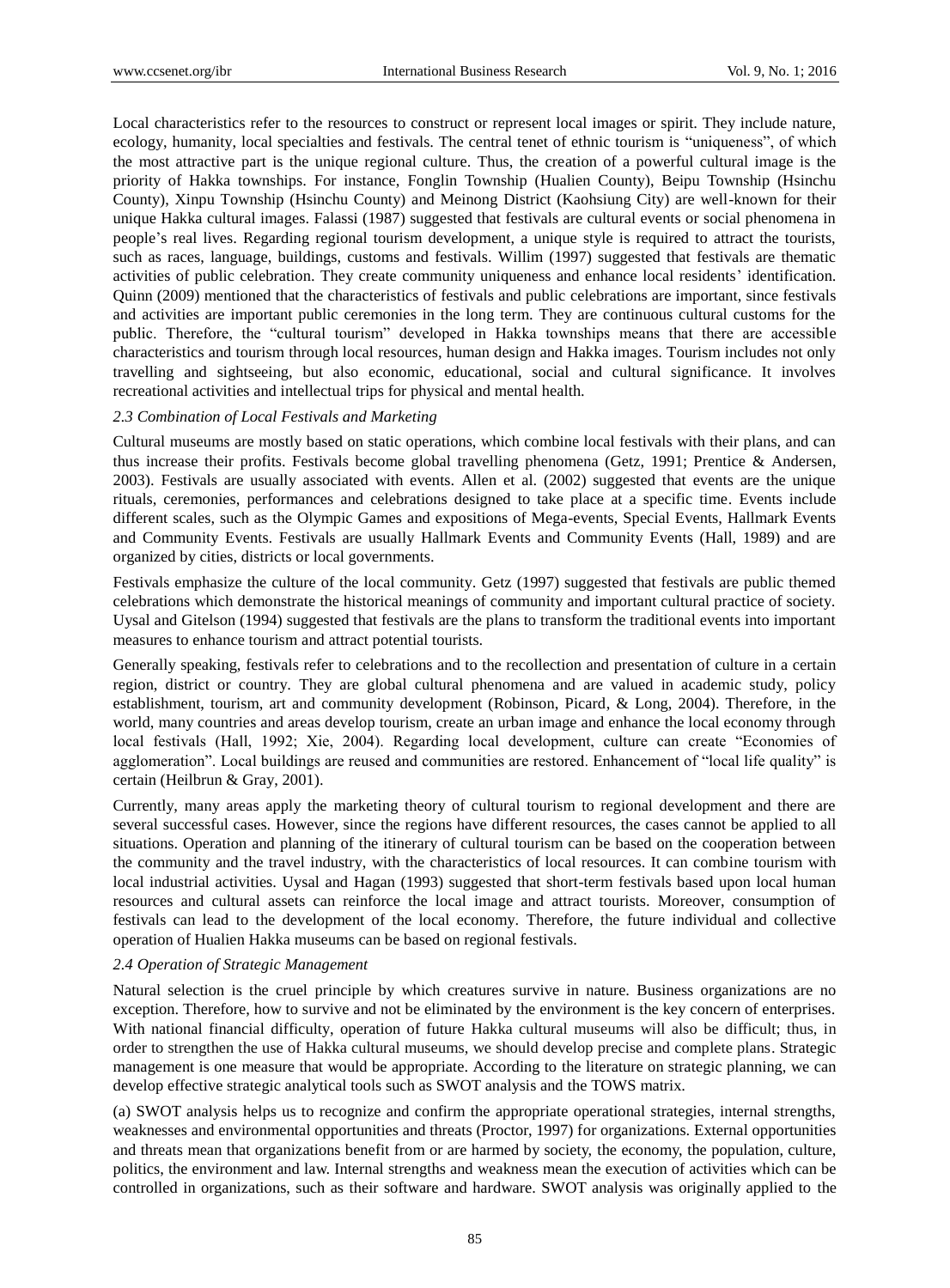Local characteristics refer to the resources to construct or represent local images or spirit. They include nature, ecology, humanity, local specialties and festivals. The central tenet of ethnic tourism is "uniqueness", of which the most attractive part is the unique regional culture. Thus, the creation of a powerful cultural image is the priority of Hakka townships. For instance, Fonglin Township (Hualien County), Beipu Township (Hsinchu County), Xinpu Township (Hsinchu County) and Meinong District (Kaohsiung City) are well-known for their unique Hakka cultural images. Falassi (1987) suggested that festivals are cultural events or social phenomena in people's real lives. Regarding regional tourism development, a unique style is required to attract the tourists, such as races, language, buildings, customs and festivals. Willim (1997) suggested that festivals are thematic activities of public celebration. They create community uniqueness and enhance local residents' identification. Quinn (2009) mentioned that the characteristics of festivals and public celebrations are important, since festivals and activities are important public ceremonies in the long term. They are continuous cultural customs for the public. Therefore, the "cultural tourism" developed in Hakka townships means that there are accessible characteristics and tourism through local resources, human design and Hakka images. Tourism includes not only travelling and sightseeing, but also economic, educational, social and cultural significance. It involves recreational activities and intellectual trips for physical and mental health.

### *2.3 Combination of Local Festivals and Marketing*

Cultural museums are mostly based on static operations, which combine local festivals with their plans, and can thus increase their profits. Festivals become global travelling phenomena (Getz, 1991; Prentice & Andersen, 2003). Festivals are usually associated with events. Allen et al. (2002) suggested that events are the unique rituals, ceremonies, performances and celebrations designed to take place at a specific time. Events include different scales, such as the Olympic Games and expositions of Mega-events, Special Events, Hallmark Events and Community Events. Festivals are usually Hallmark Events and Community Events (Hall, 1989) and are organized by cities, districts or local governments.

Festivals emphasize the culture of the local community. Getz (1997) suggested that festivals are public themed celebrations which demonstrate the historical meanings of community and important cultural practice of society. Uysal and Gitelson (1994) suggested that festivals are the plans to transform the traditional events into important measures to enhance tourism and attract potential tourists.

Generally speaking, festivals refer to celebrations and to the recollection and presentation of culture in a certain region, district or country. They are global cultural phenomena and are valued in academic study, policy establishment, tourism, art and community development (Robinson, Picard, & Long, 2004). Therefore, in the world, many countries and areas develop tourism, create an urban image and enhance the local economy through local festivals (Hall, 1992; Xie, 2004). Regarding local development, culture can create "Economies of agglomeration". Local buildings are reused and communities are restored. Enhancement of "local life quality" is certain (Heilbrun & Gray, 2001).

Currently, many areas apply the marketing theory of cultural tourism to regional development and there are several successful cases. However, since the regions have different resources, the cases cannot be applied to all situations. Operation and planning of the itinerary of cultural tourism can be based on the cooperation between the community and the travel industry, with the characteristics of local resources. It can combine tourism with local industrial activities. Uysal and Hagan (1993) suggested that short-term festivals based upon local human resources and cultural assets can reinforce the local image and attract tourists. Moreover, consumption of festivals can lead to the development of the local economy. Therefore, the future individual and collective operation of Hualien Hakka museums can be based on regional festivals.

### *2.4 Operation of Strategic Management*

Natural selection is the cruel principle by which creatures survive in nature. Business organizations are no exception. Therefore, how to survive and not be eliminated by the environment is the key concern of enterprises. With national financial difficulty, operation of future Hakka cultural museums will also be difficult; thus, in order to strengthen the use of Hakka cultural museums, we should develop precise and complete plans. Strategic management is one measure that would be appropriate. According to the literature on strategic planning, we can develop effective strategic analytical tools such as SWOT analysis and the TOWS matrix.

(a) SWOT analysis helps us to recognize and confirm the appropriate operational strategies, internal strengths, weaknesses and environmental opportunities and threats (Proctor, 1997) for organizations. External opportunities and threats mean that organizations benefit from or are harmed by society, the economy, the population, culture, politics, the environment and law. Internal strengths and weakness mean the execution of activities which can be controlled in organizations, such as their software and hardware. SWOT analysis was originally applied to the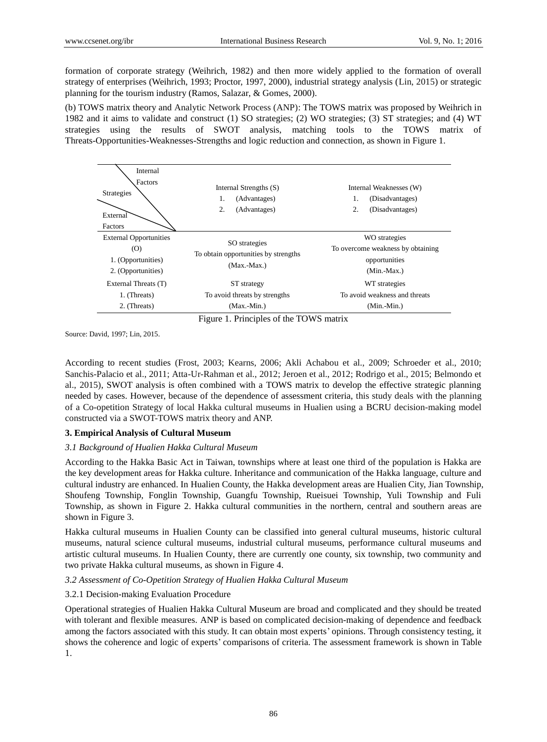formation of corporate strategy (Weihrich, 1982) and then more widely applied to the formation of overall strategy of enterprises (Weihrich, 1993; Proctor, 1997, 2000), industrial strategy analysis (Lin, 2015) or strategic planning for the tourism industry (Ramos, Salazar, & Gomes, 2000).

(b) TOWS matrix theory and Analytic Network Process (ANP): The TOWS matrix was proposed by Weihrich in 1982 and it aims to validate and construct (1) SO strategies; (2) WO strategies; (3) ST strategies; and (4) WT strategies using the results of SWOT analysis, matching tools to the TOWS matrix of Threats-Opportunities-Weaknesses-Strengths and logic reduction and connection, as shown in Figure 1.

| Internal Factors / Strategies / External Factors | Internal Strengths (S)<br>1. (Advantages)<br>2. (Advantages) | Internal Weaknesses (W)<br>1. (Disadvantages)<br>2. (Disadvantages) |
|---|---|---|
| External Opportunities (O)<br>1. (Opportunities)<br>2. (Opportunities) | SO strategies<br>To obtain opportunities by strengths<br>(Max.-Max.) | WO strategies<br>To overcome weakness by obtaining opportunities<br>(Min.-Max.) |
| External Threats (T)<br>1. (Threats)<br>2. (Threats) | ST strategy<br>To avoid threats by strengths<br>(Max.-Min.) | WT strategies<br>To avoid weakness and threats<br>(Min.-Min.) |

Figure 1. Principles of the TOWS matrix

Source: David, 1997; Lin, 2015.

According to recent studies (Frost, 2003; Kearns, 2006; Akli Achabou et al., 2009; Schroeder et al., 2010; Sanchis-Palacio et al., 2011; Atta-Ur-Rahman et al., 2012; Jeroen et al., 2012; Rodrigo et al., 2015; Belmondo et al., 2015), SWOT analysis is often combined with a TOWS matrix to develop the effective strategic planning needed by cases. However, because of the dependence of assessment criteria, this study deals with the planning of a Co-opetition Strategy of local Hakka cultural museums in Hualien using a BCRU decision-making model constructed via a SWOT-TOWS matrix theory and ANP.

## 3. Empirical Analysis of Cultural Museum

### *3.1 Background of Hualien Hakka Cultural Museum*

According to the Hakka Basic Act in Taiwan, townships where at least one third of the population is Hakka are the key development areas for Hakka culture. Inheritance and communication of the Hakka language, culture and cultural industry are enhanced. In Hualien County, the Hakka development areas are Hualien City, Jian Township, Shoufeng Township, Fonglin Township, Guangfu Township, Rueisuei Township, Yuli Township and Fuli Township, as shown in Figure 2. Hakka cultural communities in the northern, central and southern areas are shown in Figure 3.

Hakka cultural museums in Hualien County can be classified into general cultural museums, historic cultural museums, natural science cultural museums, industrial cultural museums, performance cultural museums and artistic cultural museums. In Hualien County, there are currently one county, six township, two community and two private Hakka cultural museums, as shown in Figure 4.

### *3.2 Assessment of Co-Opetition Strategy of Hualien Hakka Cultural Museum*

#### 3.2.1 Decision-making Evaluation Procedure

Operational strategies of Hualien Hakka Cultural Museum are broad and complicated and they should be treated with tolerant and flexible measures. ANP is based on complicated decision-making of dependence and feedback among the factors associated with this study. It can obtain most experts' opinions. Through consistency testing, it shows the coherence and logic of experts' comparisons of criteria. The assessment framework is shown in Table 1.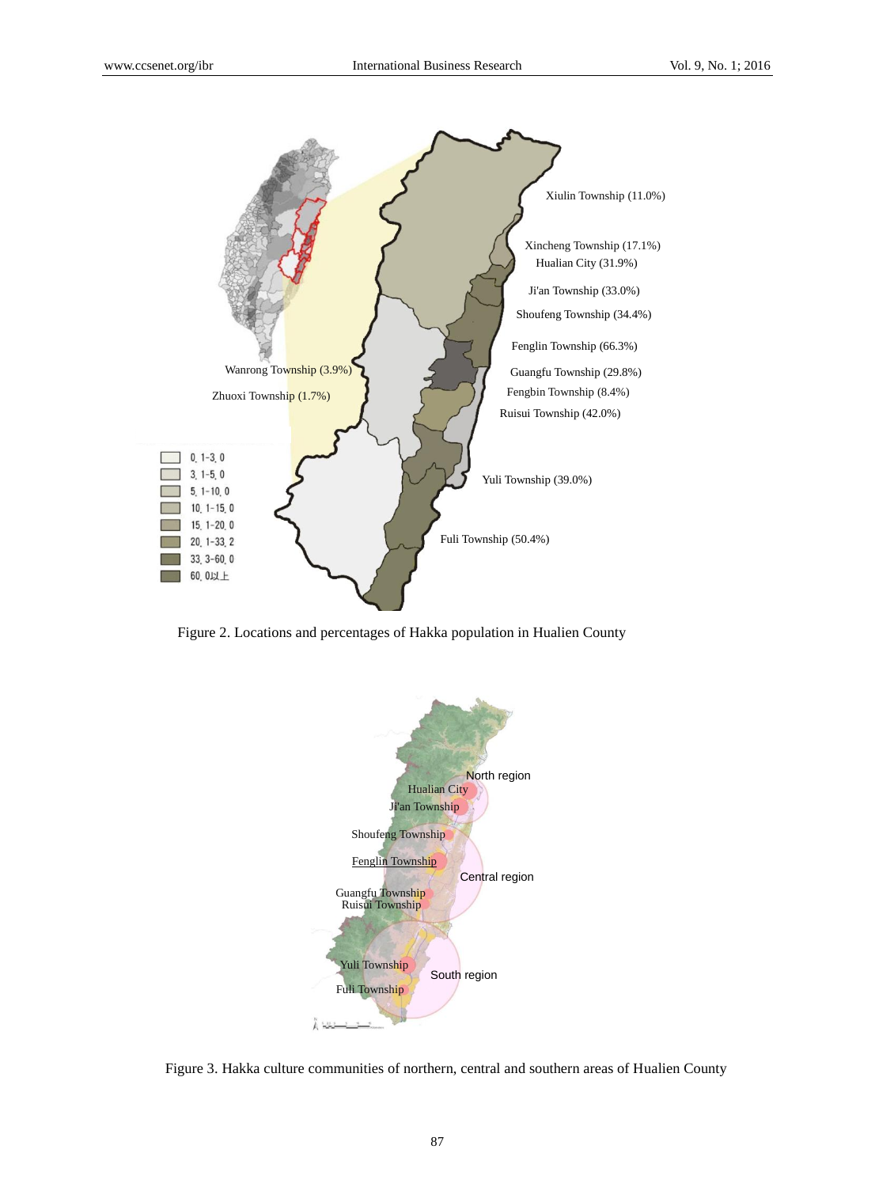Figure 2. Locations and percentages of Hakka population in Hualien County

Figure 3. Hakka culture communities of northern, central and southern areas of Hualien County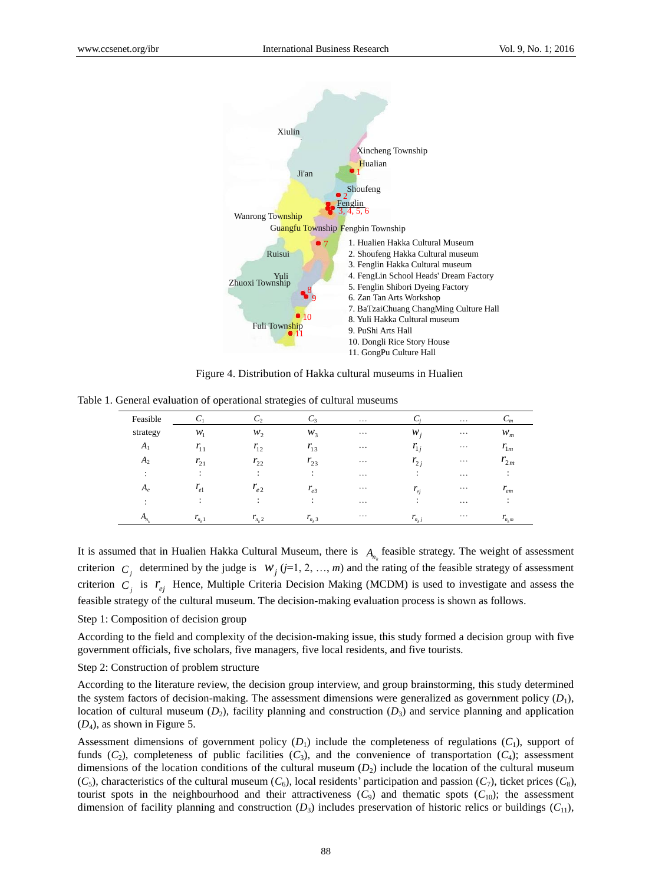Figure 4. Distribution of Hakka cultural museums in Hualien

Table 1. General evaluation of operational strategies of cultural museums

| Feasible | $C_1$ | $C_2$ | $C_3$ | … | $C_j$ | … | $C_m$ |
|---|---|---|---|---|---|---|---|
| strategy | $w_1$ | $w_2$ | $w_3$ | … | $w_j$ | … | $w_m$ |
| $A_1$ | $r_{11}$ | $r_{12}$ | $r_{13}$ | … | $r_{1j}$ | … | $r_{1m}$ |
| $A_2$ | $r_{21}$ | $r_{22}$ | $r_{23}$ | … | $r_{2j}$ | … | $r_{2m}$ |
| ⋮ | ⋮ | ⋮ | ⋮ | … | ⋮ | … | ⋮ |
| $A_e$ | $r_{e1}$ | $r_{e2}$ | $r_{e3}$ | … | $r_{ej}$ | … | $r_{em}$ |
| ⋮ | ⋮ | ⋮ | ⋮ | … | ⋮ | … | ⋮ |
| $A_{n_k}$ | $r_{n_k 1}$ | $r_{n_k 2}$ | $r_{n_k 3}$ | … | $r_{n_k j}$ | … | $r_{n_k m}$ |

It is assumed that in Hualien Hakka Cultural Museum, there is $A_{n_k}$ feasible strategy. The weight of assessment criterion $C_j$ determined by the judge is $w_j$ ($j$=1, 2, …, $m$) and the rating of the feasible strategy of assessment criterion $C_j$ is $r_{ej}$ Hence, Multiple Criteria Decision Making (MCDM) is used to investigate and assess the feasible strategy of the cultural museum. The decision-making evaluation process is shown as follows.

Step 1: Composition of decision group

According to the field and complexity of the decision-making issue, this study formed a decision group with five government officials, five scholars, five managers, five local residents, and five tourists.

Step 2: Construction of problem structure

According to the literature review, the decision group interview, and group brainstorming, this study determined the system factors of decision-making. The assessment dimensions were generalized as government policy ($D_1$), location of cultural museum ($D_2$), facility planning and construction ($D_3$) and service planning and application ($D_4$), as shown in Figure 5.

Assessment dimensions of government policy ($D_1$) include the completeness of regulations ($C_1$), support of funds ($C_2$), completeness of public facilities ($C_3$), and the convenience of transportation ($C_4$); assessment dimensions of the location conditions of the cultural museum ($D_2$) include the location of the cultural museum ($C_5$), characteristics of the cultural museum ($C_6$), local residents' participation and passion ($C_7$), ticket prices ($C_8$), tourist spots in the neighbourhood and their attractiveness ($C_9$) and thematic spots ($C_{10}$); the assessment dimension of facility planning and construction ($D_3$) includes preservation of historic relics or buildings ($C_{11}$),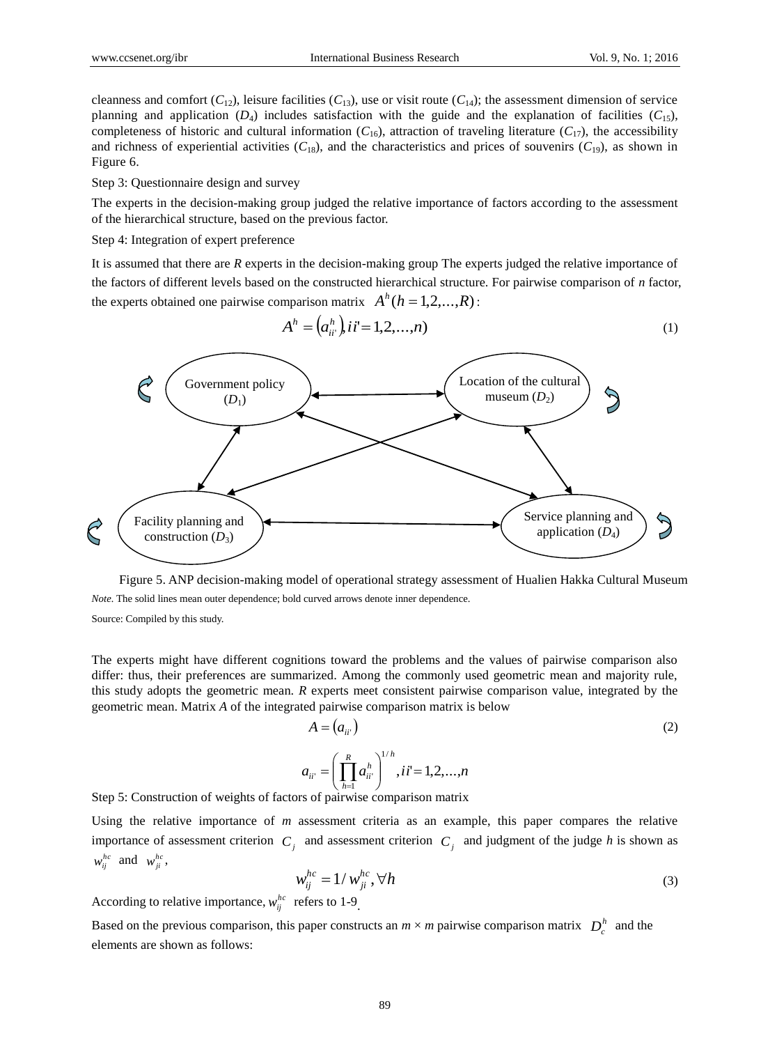cleanness and comfort ($C_{12}$), leisure facilities ($C_{13}$), use or visit route ($C_{14}$); the assessment dimension of service planning and application ($D_4$) includes satisfaction with the guide and the explanation of facilities ($C_{15}$), completeness of historic and cultural information ($C_{16}$), attraction of traveling literature ($C_{17}$), the accessibility and richness of experiential activities ($C_{18}$), and the characteristics and prices of souvenirs ($C_{19}$), as shown in Figure 6.

Step 3: Questionnaire design and survey

The experts in the decision-making group judged the relative importance of factors according to the assessment of the hierarchical structure, based on the previous factor.

Step 4: Integration of expert preference

It is assumed that there are *R* experts in the decision-making group The experts judged the relative importance of the factors of different levels based on the constructed hierarchical structure. For pairwise comparison of *n* factor, the experts obtained one pairwise comparison matrix $A^h (h = 1,2,\ldots,R)$:

$$A^h = \left(a^h_{ii'}\right), ii' = 1,2,\ldots,n) \tag{1}$$

Government policy ($D_1$)

Location of the cultural museum ($D_2$)

Facility planning and construction ($D_3$)

Service planning and application ($D_4$)

Figure 5. ANP decision-making model of operational strategy assessment of Hualien Hakka Cultural Museum

*Note*. The solid lines mean outer dependence; bold curved arrows denote inner dependence.

Source: Compiled by this study.

The experts might have different cognitions toward the problems and the values of pairwise comparison also differ: thus, their preferences are summarized. Among the commonly used geometric mean and majority rule, this study adopts the geometric mean. *R* experts meet consistent pairwise comparison value, integrated by the geometric mean. Matrix *A* of the integrated pairwise comparison matrix is below

$$A = \left(a_{ii'}\right) \tag{2}$$

$$a_{ii'} = \left(\prod_{h=1}^{R} a^h_{ii'}\right)^{1/h}, ii' = 1,2,\ldots,n$$

Step 5: Construction of weights of factors of pairwise comparison matrix

Using the relative importance of *m* assessment criteria as an example, this paper compares the relative importance of assessment criterion $C_j$ and assessment criterion $C_j$ and judgment of the judge *h* is shown as $w^{hc}_{ij}$ and $w^{hc}_{ji}$,

$$w^{hc}_{ij} = 1/w^{hc}_{ji}, \forall h \tag{3}$$

According to relative importance, $w^{hc}_{ij}$ refers to 1-9.

Based on the previous comparison, this paper constructs an $m \times m$ pairwise comparison matrix $D^h_c$ and the elements are shown as follows: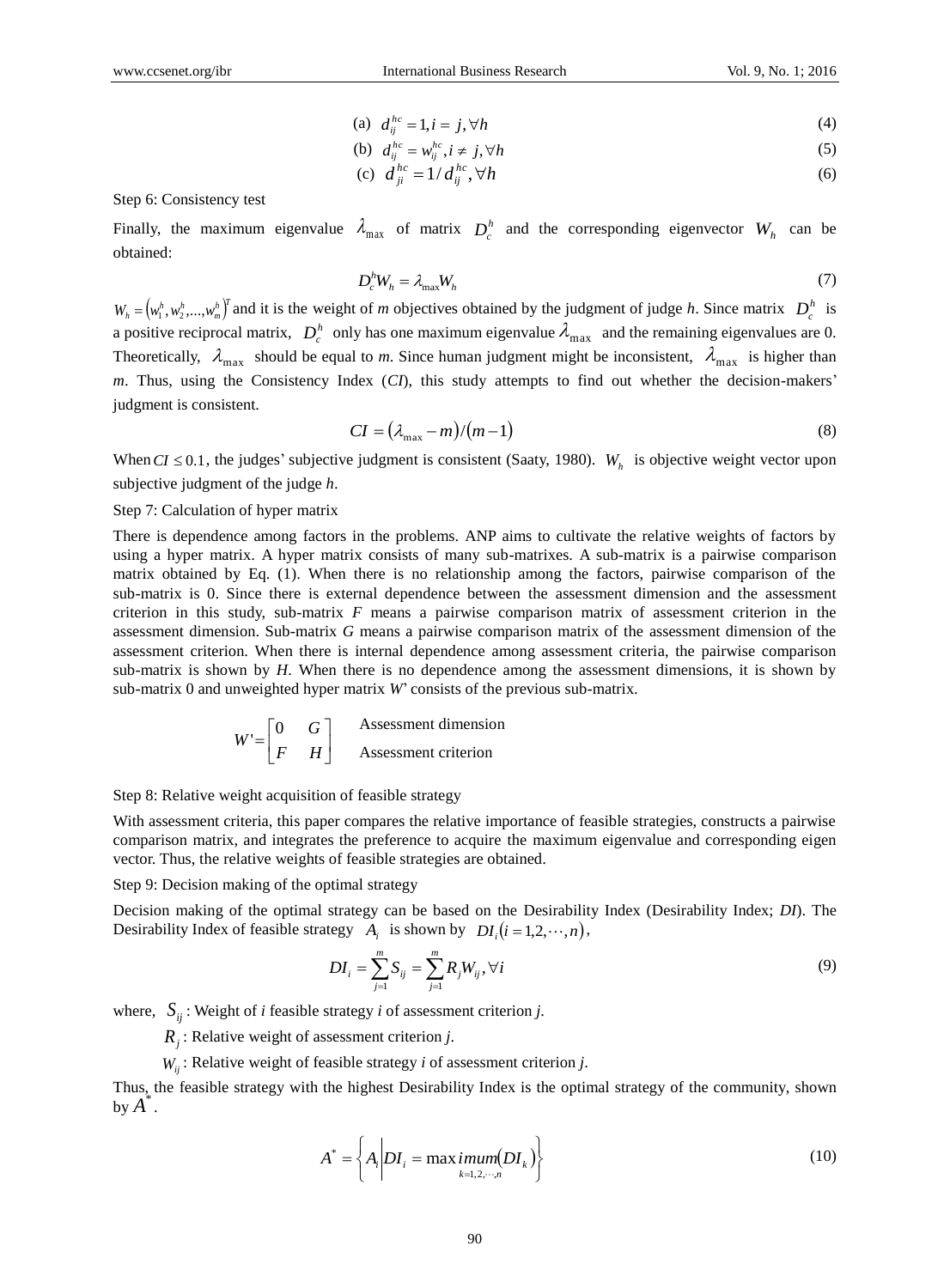$$\text{(a) } d_{ij}^{hc} = 1, i = j, \forall h \tag{4}$$

$$\text{(b) } d_{ij}^{hc} = w_{ij}^{hc}, i \neq j, \forall h \tag{5}$$

$$\text{(c) } d_{ji}^{hc} = 1 / d_{ij}^{hc}, \forall h \tag{6}$$

Step 6: Consistency test

Finally, the maximum eigenvalue $\lambda_{\max}$ of matrix $D_c^h$ and the corresponding eigenvector $W_h$ can be obtained:

$$D_c^h W_h = \lambda_{\max} W_h \tag{7}$$

$W_h = \left(w_1^h, w_2^h, ..., w_m^h\right)^T$ and it is the weight of *m* objectives obtained by the judgment of judge *h*. Since matrix $D_c^h$ is a positive reciprocal matrix, $D_c^h$ only has one maximum eigenvalue $\lambda_{\max}$ and the remaining eigenvalues are 0. Theoretically, $\lambda_{\max}$ should be equal to *m*. Since human judgment might be inconsistent, $\lambda_{\max}$ is higher than *m*. Thus, using the Consistency Index (*CI*), this study attempts to find out whether the decision-makers' judgment is consistent.

$$CI = \left(\lambda_{\max} - m\right) / \left(m - 1\right) \tag{8}$$

When $CI \leq 0.1$, the judges' subjective judgment is consistent (Saaty, 1980). $W_h$ is objective weight vector upon subjective judgment of the judge *h*.

Step 7: Calculation of hyper matrix

There is dependence among factors in the problems. ANP aims to cultivate the relative weights of factors by using a hyper matrix. A hyper matrix consists of many sub-matrixes. A sub-matrix is a pairwise comparison matrix obtained by Eq. (1). When there is no relationship among the factors, pairwise comparison of the sub-matrix is 0. Since there is external dependence between the assessment dimension and the assessment criterion in this study, sub-matrix *F* means a pairwise comparison matrix of assessment criterion in the assessment dimension. Sub-matrix *G* means a pairwise comparison matrix of the assessment dimension of the assessment criterion. When there is internal dependence among assessment criteria, the pairwise comparison sub-matrix is shown by *H*. When there is no dependence among the assessment dimensions, it is shown by sub-matrix 0 and unweighted hyper matrix *W*' consists of the previous sub-matrix.

$$W' = \begin{bmatrix} 0 & G \\ F & H \end{bmatrix} \begin{matrix} \text{Assessment dimension} \\ \text{Assessment criterion} \end{matrix}$$

Step 8: Relative weight acquisition of feasible strategy

With assessment criteria, this paper compares the relative importance of feasible strategies, constructs a pairwise comparison matrix, and integrates the preference to acquire the maximum eigenvalue and corresponding eigen vector. Thus, the relative weights of feasible strategies are obtained.

Step 9: Decision making of the optimal strategy

Decision making of the optimal strategy can be based on the Desirability Index (Desirability Index; *DI*). The Desirability Index of feasible strategy $A_i$ is shown by $DI_i (i = 1, 2, \cdots, n)$,

$$DI_i = \sum_{j=1}^{m} S_{ij} = \sum_{j=1}^{m} R_j W_{ij}, \forall i \tag{9}$$

where, $S_{ij}$: Weight of *i* feasible strategy *i* of assessment criterion *j*.

$R_j$: Relative weight of assessment criterion *j*.

$W_{ij}$: Relative weight of feasible strategy *i* of assessment criterion *j*.

Thus, the feasible strategy with the highest Desirability Index is the optimal strategy of the community, shown by $A^*$.

$$A^* = \left\{ A_i \middle| DI_i = \max_{k=1,2,\cdots,n} imum\left(DI_k\right) \right\} \tag{10}$$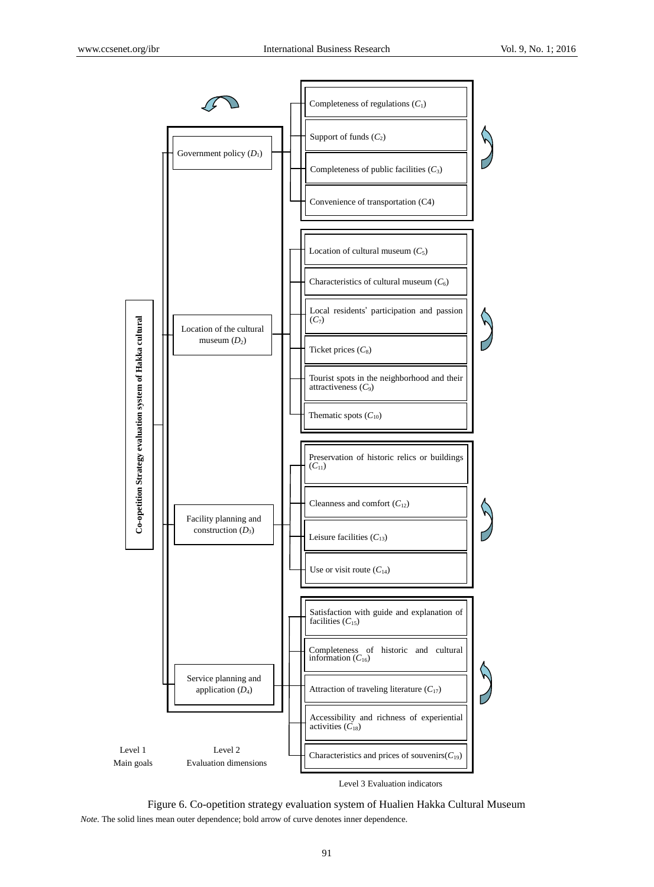Co-opetition Strategy evaluation system of Hakka cultural

| Level 1 Main goals | Level 2 Evaluation dimensions | Level 3 Evaluation indicators |
| --- | --- | --- |
| Co-opetition Strategy evaluation system of Hakka cultural | Government policy ($D_1$) | Completeness of regulations ($C_1$) |
| | | Support of funds ($C_2$) |
| | | Completeness of public facilities ($C_3$) |
| | | Convenience of transportation (C4) |
| | Location of the cultural museum ($D_2$) | Location of cultural museum ($C_5$) |
| | | Characteristics of cultural museum ($C_6$) |
| | | Local residents' participation and passion ($C_7$) |
| | | Ticket prices ($C_8$) |
| | | Tourist spots in the neighborhood and their attractiveness ($C_9$) |
| | | Thematic spots ($C_{10}$) |
| | Facility planning and construction ($D_3$) | Preservation of historic relics or buildings ($C_{11}$) |
| | | Cleanness and comfort ($C_{12}$) |
| | | Leisure facilities ($C_{13}$) |
| | | Use or visit route ($C_{14}$) |
| | Service planning and application ($D_4$) | Satisfaction with guide and explanation of facilities ($C_{15}$) |
| | | Completeness of historic and cultural information ($C_{16}$) |
| | | Attraction of traveling literature ($C_{17}$) |
| | | Accessibility and richness of experiential activities ($C_{18}$) |
| | | Characteristics and prices of souvenirs($C_{19}$) |

Figure 6. Co-opetition strategy evaluation system of Hualien Hakka Cultural Museum

*Note.* The solid lines mean outer dependence; bold arrow of curve denotes inner dependence.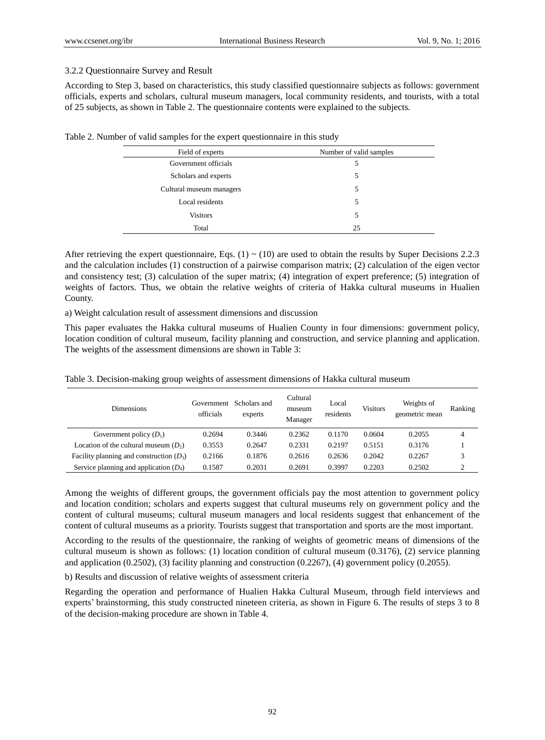3.2.2 Questionnaire Survey and Result

According to Step 3, based on characteristics, this study classified questionnaire subjects as follows: government officials, experts and scholars, cultural museum managers, local community residents, and tourists, with a total of 25 subjects, as shown in Table 2. The questionnaire contents were explained to the subjects.

Table 2. Number of valid samples for the expert questionnaire in this study

| Field of experts | Number of valid samples |
|---|---|
| Government officials | 5 |
| Scholars and experts | 5 |
| Cultural museum managers | 5 |
| Local residents | 5 |
| Visitors | 5 |
| Total | 25 |

After retrieving the expert questionnaire, Eqs. (1) ~ (10) are used to obtain the results by Super Decisions 2.2.3 and the calculation includes (1) construction of a pairwise comparison matrix; (2) calculation of the eigen vector and consistency test; (3) calculation of the super matrix; (4) integration of expert preference; (5) integration of weights of factors. Thus, we obtain the relative weights of criteria of Hakka cultural museums in Hualien County.

a) Weight calculation result of assessment dimensions and discussion

This paper evaluates the Hakka cultural museums of Hualien County in four dimensions: government policy, location condition of cultural museum, facility planning and construction, and service planning and application. The weights of the assessment dimensions are shown in Table 3:

Table 3. Decision-making group weights of assessment dimensions of Hakka cultural museum

| Dimensions | Government officials | Scholars and experts | Cultural museum Manager | Local residents | Visitors | Weights of geometric mean | Ranking |
|---|---|---|---|---|---|---|---|
| Government policy ($D_1$) | 0.2694 | 0.3446 | 0.2362 | 0.1170 | 0.0604 | 0.2055 | 4 |
| Location of the cultural museum ($D_2$) | 0.3553 | 0.2647 | 0.2331 | 0.2197 | 0.5151 | 0.3176 | 1 |
| Facility planning and construction ($D_3$) | 0.2166 | 0.1876 | 0.2616 | 0.2636 | 0.2042 | 0.2267 | 3 |
| Service planning and application ($D_4$) | 0.1587 | 0.2031 | 0.2691 | 0.3997 | 0.2203 | 0.2502 | 2 |

Among the weights of different groups, the government officials pay the most attention to government policy and location condition; scholars and experts suggest that cultural museums rely on government policy and the content of cultural museums; cultural museum managers and local residents suggest that enhancement of the content of cultural museums as a priority. Tourists suggest that transportation and sports are the most important.

According to the results of the questionnaire, the ranking of weights of geometric means of dimensions of the cultural museum is shown as follows: (1) location condition of cultural museum (0.3176), (2) service planning and application (0.2502), (3) facility planning and construction (0.2267), (4) government policy (0.2055).

b) Results and discussion of relative weights of assessment criteria

Regarding the operation and performance of Hualien Hakka Cultural Museum, through field interviews and experts' brainstorming, this study constructed nineteen criteria, as shown in Figure 6. The results of steps 3 to 8 of the decision-making procedure are shown in Table 4.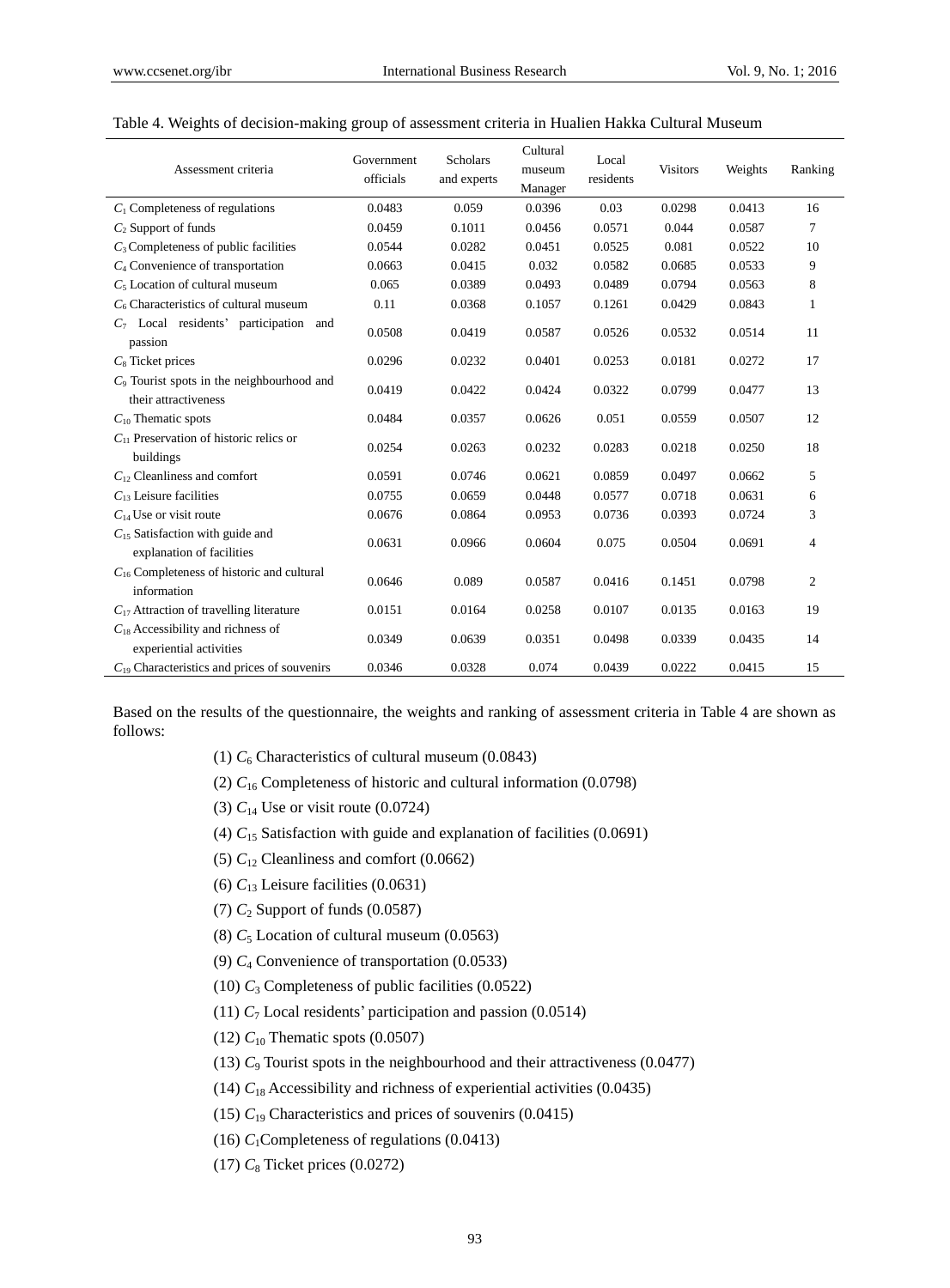Table 4. Weights of decision-making group of assessment criteria in Hualien Hakka Cultural Museum

| Assessment criteria | Government officials | Scholars and experts | Cultural museum Manager | Local residents | Visitors | Weights | Ranking |
|---|---|---|---|---|---|---|---|
| $C_1$ Completeness of regulations | 0.0483 | 0.059 | 0.0396 | 0.03 | 0.0298 | 0.0413 | 16 |
| $C_2$ Support of funds | 0.0459 | 0.1011 | 0.0456 | 0.0571 | 0.044 | 0.0587 | 7 |
| $C_3$ Completeness of public facilities | 0.0544 | 0.0282 | 0.0451 | 0.0525 | 0.081 | 0.0522 | 10 |
| $C_4$ Convenience of transportation | 0.0663 | 0.0415 | 0.032 | 0.0582 | 0.0685 | 0.0533 | 9 |
| $C_5$ Location of cultural museum | 0.065 | 0.0389 | 0.0493 | 0.0489 | 0.0794 | 0.0563 | 8 |
| $C_6$ Characteristics of cultural museum | 0.11 | 0.0368 | 0.1057 | 0.1261 | 0.0429 | 0.0843 | 1 |
| $C_7$ Local residents' participation and passion | 0.0508 | 0.0419 | 0.0587 | 0.0526 | 0.0532 | 0.0514 | 11 |
| $C_8$ Ticket prices | 0.0296 | 0.0232 | 0.0401 | 0.0253 | 0.0181 | 0.0272 | 17 |
| $C_9$ Tourist spots in the neighbourhood and their attractiveness | 0.0419 | 0.0422 | 0.0424 | 0.0322 | 0.0799 | 0.0477 | 13 |
| $C_{10}$ Thematic spots | 0.0484 | 0.0357 | 0.0626 | 0.051 | 0.0559 | 0.0507 | 12 |
| $C_{11}$ Preservation of historic relics or buildings | 0.0254 | 0.0263 | 0.0232 | 0.0283 | 0.0218 | 0.0250 | 18 |
| $C_{12}$ Cleanliness and comfort | 0.0591 | 0.0746 | 0.0621 | 0.0859 | 0.0497 | 0.0662 | 5 |
| $C_{13}$ Leisure facilities | 0.0755 | 0.0659 | 0.0448 | 0.0577 | 0.0718 | 0.0631 | 6 |
| $C_{14}$ Use or visit route | 0.0676 | 0.0864 | 0.0953 | 0.0736 | 0.0393 | 0.0724 | 3 |
| $C_{15}$ Satisfaction with guide and explanation of facilities | 0.0631 | 0.0966 | 0.0604 | 0.075 | 0.0504 | 0.0691 | 4 |
| $C_{16}$ Completeness of historic and cultural information | 0.0646 | 0.089 | 0.0587 | 0.0416 | 0.1451 | 0.0798 | 2 |
| $C_{17}$ Attraction of travelling literature | 0.0151 | 0.0164 | 0.0258 | 0.0107 | 0.0135 | 0.0163 | 19 |
| $C_{18}$ Accessibility and richness of experiential activities | 0.0349 | 0.0639 | 0.0351 | 0.0498 | 0.0339 | 0.0435 | 14 |
| $C_{19}$ Characteristics and prices of souvenirs | 0.0346 | 0.0328 | 0.074 | 0.0439 | 0.0222 | 0.0415 | 15 |

Based on the results of the questionnaire, the weights and ranking of assessment criteria in Table 4 are shown as follows:

(1) $C_6$ Characteristics of cultural museum (0.0843)

(2) $C_{16}$ Completeness of historic and cultural information (0.0798)

(3) $C_{14}$ Use or visit route (0.0724)

(4) $C_{15}$ Satisfaction with guide and explanation of facilities (0.0691)

(5) $C_{12}$ Cleanliness and comfort (0.0662)

(6) $C_{13}$ Leisure facilities (0.0631)

(7) $C_2$ Support of funds (0.0587)

(8) $C_5$ Location of cultural museum (0.0563)

(9) $C_4$ Convenience of transportation (0.0533)

(10) $C_3$ Completeness of public facilities (0.0522)

(11) $C_7$ Local residents' participation and passion (0.0514)

(12) $C_{10}$ Thematic spots (0.0507)

(13) $C_9$ Tourist spots in the neighbourhood and their attractiveness (0.0477)

(14) $C_{18}$ Accessibility and richness of experiential activities (0.0435)

(15) $C_{19}$ Characteristics and prices of souvenirs (0.0415)

(16) $C_1$Completeness of regulations (0.0413)

(17) $C_8$ Ticket prices (0.0272)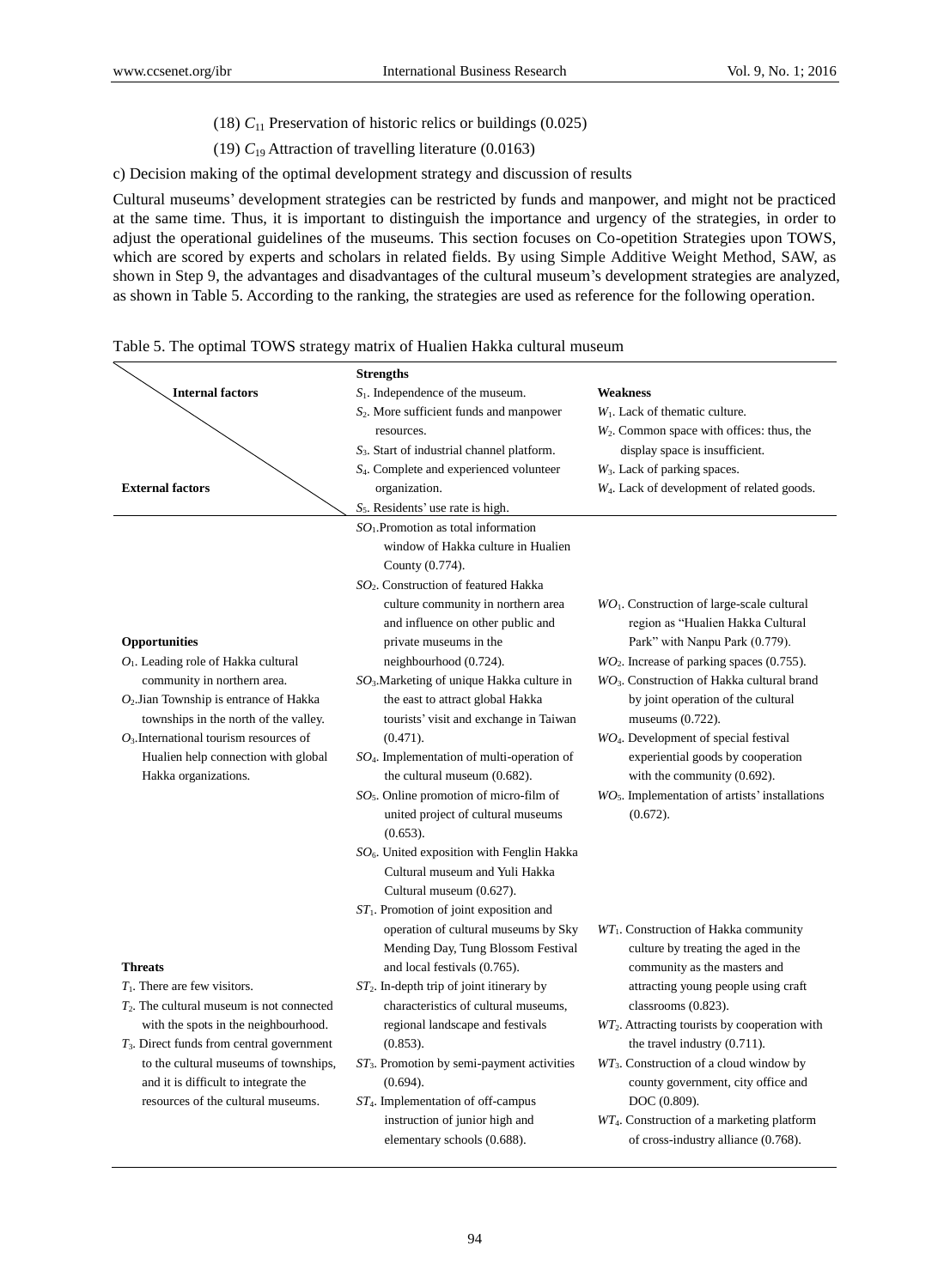(18) $C_{11}$ Preservation of historic relics or buildings (0.025)

(19) $C_{19}$ Attraction of travelling literature (0.0163)

c) Decision making of the optimal development strategy and discussion of results

Cultural museums' development strategies can be restricted by funds and manpower, and might not be practiced at the same time. Thus, it is important to distinguish the importance and urgency of the strategies, in order to adjust the operational guidelines of the museums. This section focuses on Co-opetition Strategies upon TOWS, which are scored by experts and scholars in related fields. By using Simple Additive Weight Method, SAW, as shown in Step 9, the advantages and disadvantages of the cultural museum's development strategies are analyzed, as shown in Table 5. According to the ranking, the strategies are used as reference for the following operation.

Table 5. The optimal TOWS strategy matrix of Hualien Hakka cultural museum

| Internal factors / External factors | **Strengths**<br>$S_1$. Independence of the museum.<br>$S_2$. More sufficient funds and manpower resources.<br>$S_3$. Start of industrial channel platform.<br>$S_4$. Complete and experienced volunteer organization.<br>$S_5$. Residents' use rate is high. | **Weakness**<br>$W_1$. Lack of thematic culture.<br>$W_2$. Common space with offices: thus, the display space is insufficient.<br>$W_3$. Lack of parking spaces.<br>$W_4$. Lack of development of related goods. |
|---|---|---|
| **Opportunities**<br>$O_1$. Leading role of Hakka cultural community in northern area.<br>$O_2$.Jian Township is entrance of Hakka townships in the north of the valley.<br>$O_3$.International tourism resources of Hualien help connection with global Hakka organizations. | $SO_1$.Promotion as total information window of Hakka culture in Hualien County (0.774).<br>$SO_2$. Construction of featured Hakka culture community in northern area and influence on other public and private museums in the neighbourhood (0.724).<br>$SO_3$.Marketing of unique Hakka culture in the east to attract global Hakka tourists' visit and exchange in Taiwan (0.471).<br>$SO_4$. Implementation of multi-operation of the cultural museum (0.682).<br>$SO_5$. Online promotion of micro-film of united project of cultural museums (0.653).<br>$SO_6$. United exposition with Fenglin Hakka Cultural museum and Yuli Hakka Cultural museum (0.627). | $WO_1$. Construction of large-scale cultural region as "Hualien Hakka Cultural Park" with Nanpu Park (0.779).<br>$WO_2$. Increase of parking spaces (0.755).<br>$WO_3$. Construction of Hakka cultural brand by joint operation of the cultural museums (0.722).<br>$WO_4$. Development of special festival experiential goods by cooperation with the community (0.692).<br>$WO_5$. Implementation of artists' installations (0.672). |
| **Threats**<br>$T_1$. There are few visitors.<br>$T_2$. The cultural museum is not connected with the spots in the neighbourhood.<br>$T_3$. Direct funds from central government to the cultural museums of townships, and it is difficult to integrate the resources of the cultural museums. | $ST_1$. Promotion of joint exposition and operation of cultural museums by Sky Mending Day, Tung Blossom Festival and local festivals (0.765).<br>$ST_2$. In-depth trip of joint itinerary by characteristics of cultural museums, regional landscape and festivals (0.853).<br>$ST_3$. Promotion by semi-payment activities (0.694).<br>$ST_4$. Implementation of off-campus instruction of junior high and elementary schools (0.688). | $WT_1$. Construction of Hakka community culture by treating the aged in the community as the masters and attracting young people using craft classrooms (0.823).<br>$WT_2$. Attracting tourists by cooperation with the travel industry (0.711).<br>$WT_3$. Construction of a cloud window by county government, city office and DOC (0.809).<br>$WT_4$. Construction of a marketing platform of cross-industry alliance (0.768). |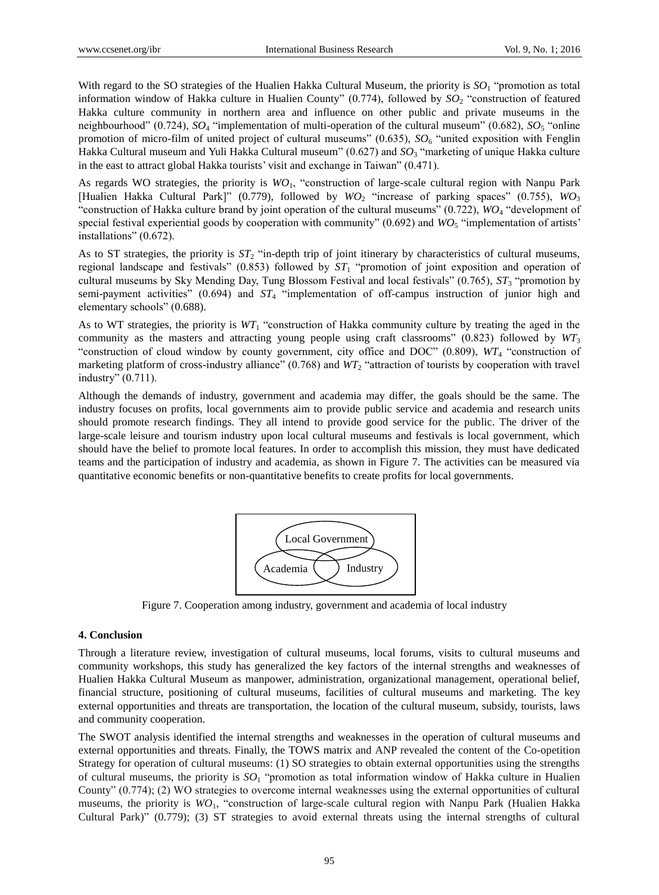With regard to the SO strategies of the Hualien Hakka Cultural Museum, the priority is $SO_1$ "promotion as total information window of Hakka culture in Hualien County" (0.774), followed by $SO_2$ "construction of featured Hakka culture community in northern area and influence on other public and private museums in the neighbourhood" (0.724), $SO_4$ "implementation of multi-operation of the cultural museum" (0.682), $SO_5$ "online promotion of micro-film of united project of cultural museums" (0.635), $SO_6$ "united exposition with Fenglin Hakka Cultural museum and Yuli Hakka Cultural museum" (0.627) and $SO_3$ "marketing of unique Hakka culture in the east to attract global Hakka tourists' visit and exchange in Taiwan" (0.471).

As regards WO strategies, the priority is $WO_1$, "construction of large-scale cultural region with Nanpu Park [Hualien Hakka Cultural Park]" (0.779), followed by $WO_2$ "increase of parking spaces" (0.755), $WO_3$ "construction of Hakka culture brand by joint operation of the cultural museums" (0.722), $WO_4$ "development of special festival experiential goods by cooperation with community" (0.692) and $WO_5$ "implementation of artists' installations" (0.672).

As to ST strategies, the priority is $ST_2$ "in-depth trip of joint itinerary by characteristics of cultural museums, regional landscape and festivals" (0.853) followed by $ST_1$ "promotion of joint exposition and operation of cultural museums by Sky Mending Day, Tung Blossom Festival and local festivals" (0.765), $ST_3$ "promotion by semi-payment activities" (0.694) and $ST_4$ "implementation of off-campus instruction of junior high and elementary schools" (0.688).

As to WT strategies, the priority is $WT_1$ "construction of Hakka community culture by treating the aged in the community as the masters and attracting young people using craft classrooms" (0.823) followed by $WT_3$ "construction of cloud window by county government, city office and DOC" (0.809), $WT_4$ "construction of marketing platform of cross-industry alliance" (0.768) and $WT_2$ "attraction of tourists by cooperation with travel industry" (0.711).

Although the demands of industry, government and academia may differ, the goals should be the same. The industry focuses on profits, local governments aim to provide public service and academia and research units should promote research findings. They all intend to provide good service for the public. The driver of the large-scale leisure and tourism industry upon local cultural museums and festivals is local government, which should have the belief to promote local features. In order to accomplish this mission, they must have dedicated teams and the participation of industry and academia, as shown in Figure 7. The activities can be measured via quantitative economic benefits or non-quantitative benefits to create profits for local governments.

Local Government

Academia Industry

Figure 7. Cooperation among industry, government and academia of local industry

## 4. Conclusion

Through a literature review, investigation of cultural museums, local forums, visits to cultural museums and community workshops, this study has generalized the key factors of the internal strengths and weaknesses of Hualien Hakka Cultural Museum as manpower, administration, organizational management, operational belief, financial structure, positioning of cultural museums, facilities of cultural museums and marketing. The key external opportunities and threats are transportation, the location of the cultural museum, subsidy, tourists, laws and community cooperation.

The SWOT analysis identified the internal strengths and weaknesses in the operation of cultural museums and external opportunities and threats. Finally, the TOWS matrix and ANP revealed the content of the Co-opetition Strategy for operation of cultural museums: (1) SO strategies to obtain external opportunities using the strengths of cultural museums, the priority is $SO_1$ "promotion as total information window of Hakka culture in Hualien County" (0.774); (2) WO strategies to overcome internal weaknesses using the external opportunities of cultural museums, the priority is $WO_1$, "construction of large-scale cultural region with Nanpu Park (Hualien Hakka Cultural Park)" (0.779); (3) ST strategies to avoid external threats using the internal strengths of cultural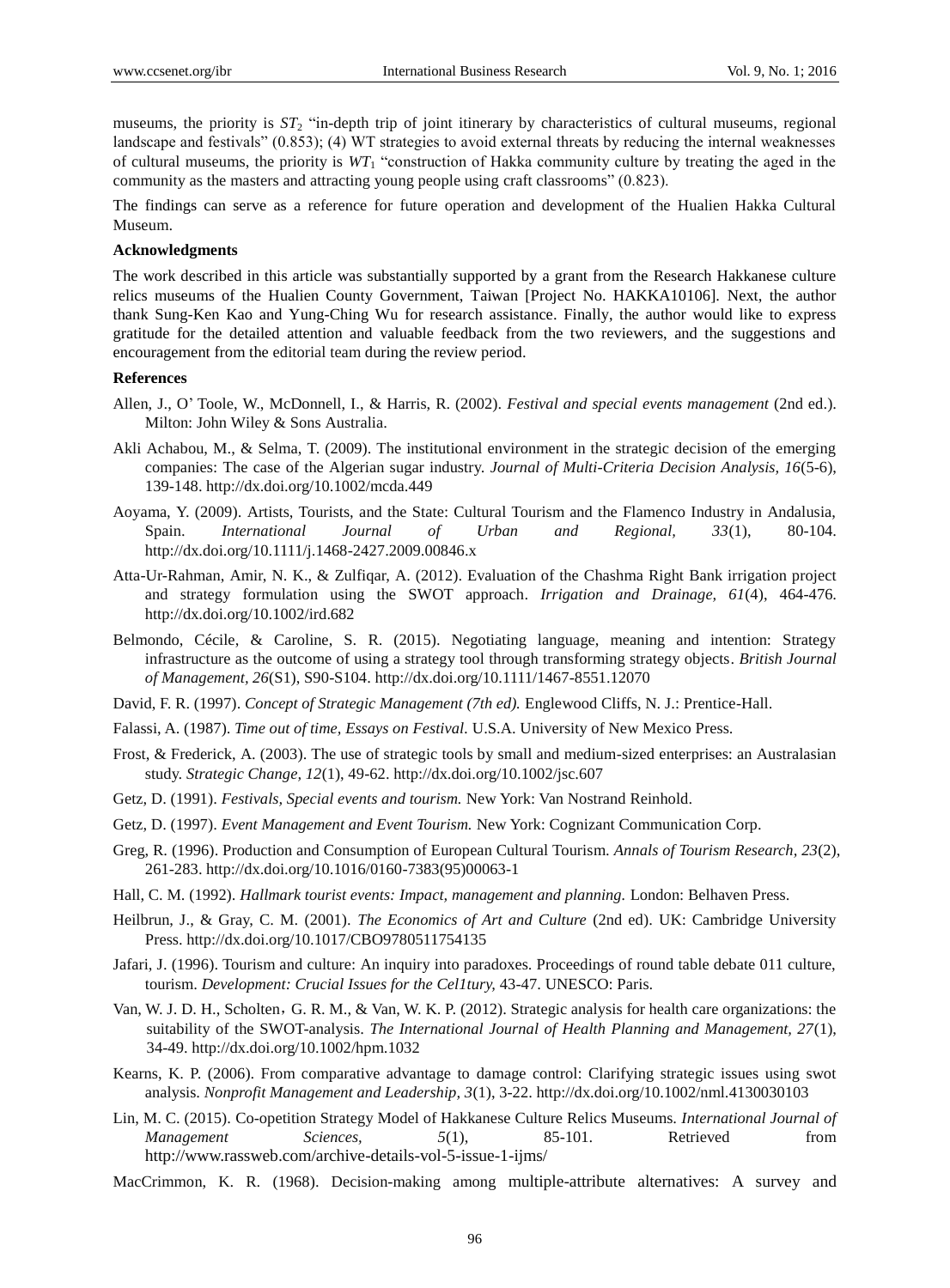museums, the priority is $ST_2$ "in-depth trip of joint itinerary by characteristics of cultural museums, regional landscape and festivals" (0.853); (4) WT strategies to avoid external threats by reducing the internal weaknesses of cultural museums, the priority is $WT_1$ "construction of Hakka community culture by treating the aged in the community as the masters and attracting young people using craft classrooms" (0.823).

The findings can serve as a reference for future operation and development of the Hualien Hakka Cultural Museum.

**Acknowledgments**

The work described in this article was substantially supported by a grant from the Research Hakkanese culture relics museums of the Hualien County Government, Taiwan [Project No. HAKKA10106]. Next, the author thank Sung-Ken Kao and Yung-Ching Wu for research assistance. Finally, the author would like to express gratitude for the detailed attention and valuable feedback from the two reviewers, and the suggestions and encouragement from the editorial team during the review period.

**References**

Allen, J., O' Toole, W., McDonnell, I., & Harris, R. (2002). *Festival and special events management* (2nd ed.). Milton: John Wiley & Sons Australia.

Akli Achabou, M., & Selma, T. (2009). The institutional environment in the strategic decision of the emerging companies: The case of the Algerian sugar industry. *Journal of Multi-Criteria Decision Analysis, 16*(5-6), 139-148. http://dx.doi.org/10.1002/mcda.449

Aoyama, Y. (2009). Artists, Tourists, and the State: Cultural Tourism and the Flamenco Industry in Andalusia, Spain. *International Journal of Urban and Regional, 33*(1), 80-104. http://dx.doi.org/10.1111/j.1468-2427.2009.00846.x

Atta-Ur-Rahman, Amir, N. K., & Zulfiqar, A. (2012). Evaluation of the Chashma Right Bank irrigation project and strategy formulation using the SWOT approach. *Irrigation and Drainage, 61*(4), 464-476. http://dx.doi.org/10.1002/ird.682

Belmondo, Cécile, & Caroline, S. R. (2015). Negotiating language, meaning and intention: Strategy infrastructure as the outcome of using a strategy tool through transforming strategy objects. *British Journal of Management, 26*(S1), S90-S104. http://dx.doi.org/10.1111/1467-8551.12070

David, F. R. (1997). *Concept of Strategic Management (7th ed).* Englewood Cliffs, N. J.: Prentice-Hall.

Falassi, A. (1987). *Time out of time, Essays on Festival*. U.S.A. University of New Mexico Press.

Frost, & Frederick, A. (2003). The use of strategic tools by small and medium-sized enterprises: an Australasian study. *Strategic Change, 12*(1), 49-62. http://dx.doi.org/10.1002/jsc.607

Getz, D. (1991). *Festivals, Special events and tourism.* New York: Van Nostrand Reinhold.

Getz, D. (1997). *Event Management and Event Tourism.* New York: Cognizant Communication Corp.

Greg, R. (1996). Production and Consumption of European Cultural Tourism. *Annals of Tourism Research, 23*(2), 261-283. http://dx.doi.org/10.1016/0160-7383(95)00063-1

Hall, C. M. (1992). *Hallmark tourist events: Impact, management and planning.* London: Belhaven Press.

Heilbrun, J., & Gray, C. M. (2001). *The Economics of Art and Culture* (2nd ed). UK: Cambridge University Press. http://dx.doi.org/10.1017/CBO9780511754135

Jafari, J. (1996). Tourism and culture: An inquiry into paradoxes. Proceedings of round table debate 011 culture, tourism. *Development: Crucial Issues for the Cel1tury,* 43-47. UNESCO: Paris.

Van, W. J. D. H., Scholten，G. R. M., & Van, W. K. P. (2012). Strategic analysis for health care organizations: the suitability of the SWOT-analysis. *The International Journal of Health Planning and Management, 27*(1), 34-49. http://dx.doi.org/10.1002/hpm.1032

Kearns, K. P. (2006). From comparative advantage to damage control: Clarifying strategic issues using swot analysis. *Nonprofit Management and Leadership, 3*(1), 3-22. http://dx.doi.org/10.1002/nml.4130030103

Lin, M. C. (2015). Co-opetition Strategy Model of Hakkanese Culture Relics Museums. *International Journal of Management Sciences, 5*(1), 85-101. Retrieved from http://www.rassweb.com/archive-details-vol-5-issue-1-ijms/

MacCrimmon, K. R. (1968). Decision-making among multiple-attribute alternatives: A survey and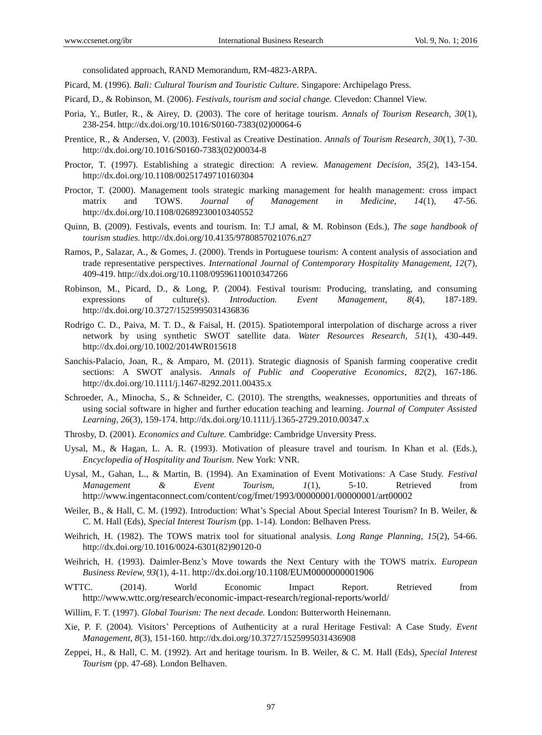consolidated approach, RAND Memorandum, RM-4823-ARPA.

Picard, M. (1996). *Bali: Cultural Tourism and Touristic Culture*. Singapore: Archipelago Press.

Picard, D., & Robinson, M. (2006). *Festivals, tourism and social change.* Clevedon: Channel View.

Poria, Y., Butler, R., & Airey, D. (2003). The core of heritage tourism. *Annals of Tourism Research, 30*(1), 238-254. http://dx.doi.org/10.1016/S0160-7383(02)00064-6

Prentice, R., & Andersen, V. (2003). Festival as Creative Destination. *Annals of Tourism Research, 30*(1), 7-30. http://dx.doi.org/10.1016/S0160-7383(02)00034-8

Proctor, T. (1997). Establishing a strategic direction: A review. *Management Decision, 35*(2), 143-154. http://dx.doi.org/10.1108/00251749710160304

Proctor, T. (2000). Management tools strategic marking management for health management: cross impact matrix and TOWS. *Journal of Management in Medicine, 14*(1), 47-56. http://dx.doi.org/10.1108/02689230010340552

Quinn, B. (2009). Festivals, events and tourism. In: T.J amal, & M. Robinson (Eds.), *The sage handbook of tourism studies.* http://dx.doi.org/10.4135/9780857021076.n27

Ramos, P., Salazar, A., & Gomes, J. (2000). Trends in Portuguese tourism: A content analysis of association and trade representative perspectives. *International Journal of Contemporary Hospitality Management, 12*(7), 409-419. http://dx.doi.org/10.1108/09596110010347266

Robinson, M., Picard, D., & Long, P. (2004). Festival tourism: Producing, translating, and consuming expressions of culture(s). *Introduction. Event Management, 8*(4), 187-189. http://dx.doi.org/10.3727/1525995031436836

Rodrigo C. D., Paiva, M. T. D., & Faisal, H. (2015). Spatiotemporal interpolation of discharge across a river network by using synthetic SWOT satellite data. *Water Resources Research, 51*(1), 430-449. http://dx.doi.org/10.1002/2014WR015618

Sanchis-Palacio, Joan, R., & Amparo, M. (2011). Strategic diagnosis of Spanish farming cooperative credit sections: A SWOT analysis. *Annals of Public and Cooperative Economics, 82*(2), 167-186. http://dx.doi.org/10.1111/j.1467-8292.2011.00435.x

Schroeder, A., Minocha, S., & Schneider, C. (2010). The strengths, weaknesses, opportunities and threats of using social software in higher and further education teaching and learning. *Journal of Computer Assisted Learning, 26*(3), 159-174. http://dx.doi.org/10.1111/j.1365-2729.2010.00347.x

Throsby, D. (2001). *Economics and Culture.* Cambridge: Cambridge Unversity Press.

Uysal, M., & Hagan, L. A. R. (1993). Motivation of pleasure travel and tourism. In Khan et al. (Eds.), *Encyclopedia of Hospitality and Tourism*. New York: VNR.

Uysal, M., Gahan, L., & Martin, B. (1994). An Examination of Event Motivations: A Case Study. *Festival Management & Event Tourism, 1*(1), 5-10. Retrieved from http://www.ingentaconnect.com/content/cog/fmet/1993/00000001/00000001/art00002

Weiler, B., & Hall, C. M. (1992). Introduction: What's Special About Special Interest Tourism? In B. Weiler, & C. M. Hall (Eds), *Special Interest Tourism* (pp. 1-14). London: Belhaven Press.

Weihrich, H. (1982). The TOWS matrix tool for situational analysis. *Long Range Planning, 15*(2), 54-66. http://dx.doi.org/10.1016/0024-6301(82)90120-0

Weihrich, H. (1993). Daimler-Benz's Move towards the Next Century with the TOWS matrix. *European Business Review, 93*(1), 4-11. http://dx.doi.org/10.1108/EUM0000000001906

WTTC. (2014). World Economic Impact Report. Retrieved from http://www.wttc.org/research/economic-impact-research/regional-reports/world/

Willim, F. T. (1997). *Global Tourism: The next decade.* London: Butterworth Heinemann.

Xie, P. F. (2004). Visitors' Perceptions of Authenticity at a rural Heritage Festival: A Case Study. *Event Management, 8*(3), 151-160. http://dx.doi.org/10.3727/1525995031436908

Zeppei, H., & Hall, C. M. (1992). Art and heritage tourism. In B. Weiler, & C. M. Hall (Eds), *Special Interest Tourism* (pp. 47-68). London Belhaven.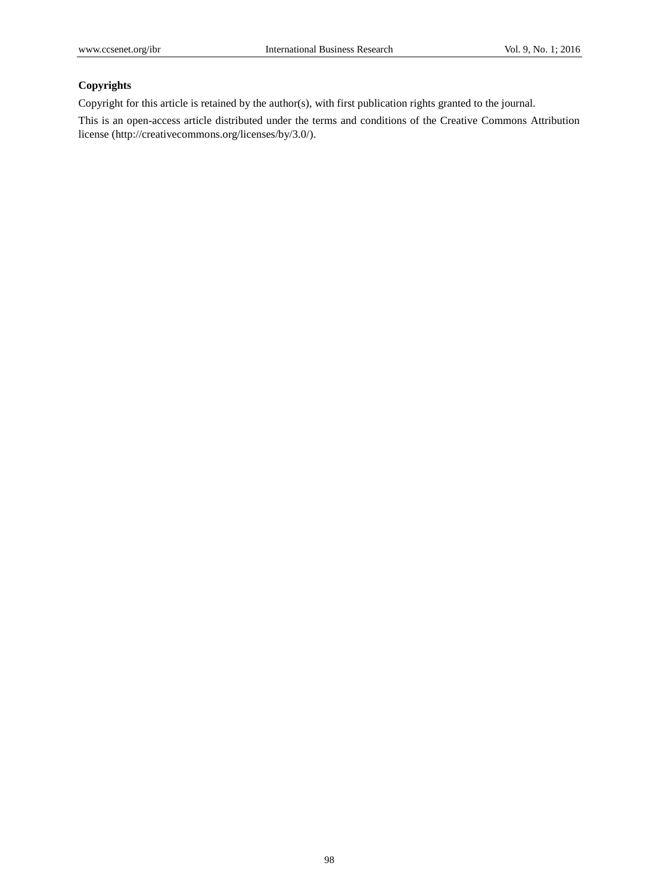**Copyrights**

Copyright for this article is retained by the author(s), with first publication rights granted to the journal.

This is an open-access article distributed under the terms and conditions of the Creative Commons Attribution license (http://creativecommons.org/licenses/by/3.0/).